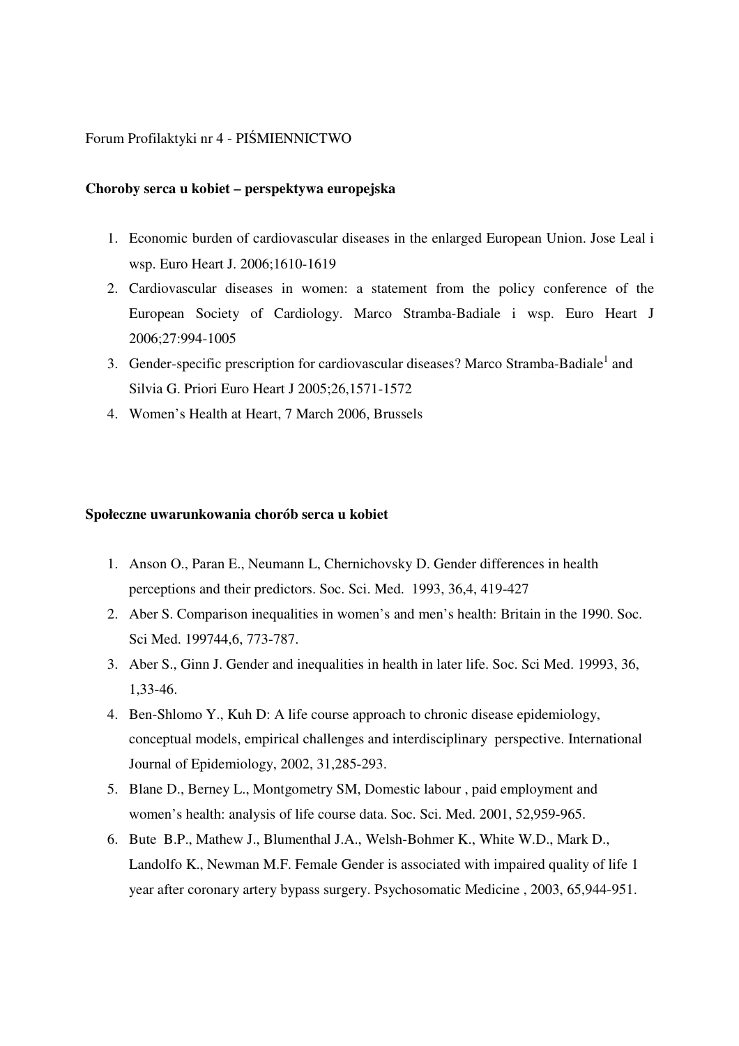Forum Profilaktyki nr 4 - PIŚMIENNICTWO

**Choroby serca u kobiet – perspektywa europejska**

1. Economic burden of cardiovascular diseases in the enlarged European Union. Jose Leal i wsp. Euro Heart J. 2006;1610-1619
2. Cardiovascular diseases in women: a statement from the policy conference of the European Society of Cardiology. Marco Stramba-Badiale i wsp. Euro Heart J 2006;27:994-1005
3. Gender-specific prescription for cardiovascular diseases? Marco Stramba-Badiale[1] and Silvia G. Priori Euro Heart J 2005;26,1571-1572
4. Women's Health at Heart, 7 March 2006, Brussels

**Społeczne uwarunkowania chorób serca u kobiet**

1. Anson O., Paran E., Neumann L, Chernichovsky D. Gender differences in health perceptions and their predictors. Soc. Sci. Med. 1993, 36,4, 419-427
2. Aber S. Comparison inequalities in women's and men's health: Britain in the 1990. Soc. Sci Med. 199744,6, 773-787.
3. Aber S., Ginn J. Gender and inequalities in health in later life. Soc. Sci Med. 19993, 36, 1,33-46.
4. Ben-Shlomo Y., Kuh D: A life course approach to chronic disease epidemiology, conceptual models, empirical challenges and interdisciplinary perspective. International Journal of Epidemiology, 2002, 31,285-293.
5. Blane D., Berney L., Montgometry SM, Domestic labour , paid employment and women's health: analysis of life course data. Soc. Sci. Med. 2001, 52,959-965.
6. Bute B.P., Mathew J., Blumenthal J.A., Welsh-Bohmer K., White W.D., Mark D., Landolfo K., Newman M.F. Female Gender is associated with impaired quality of life 1 year after coronary artery bypass surgery. Psychosomatic Medicine , 2003, 65,944-951.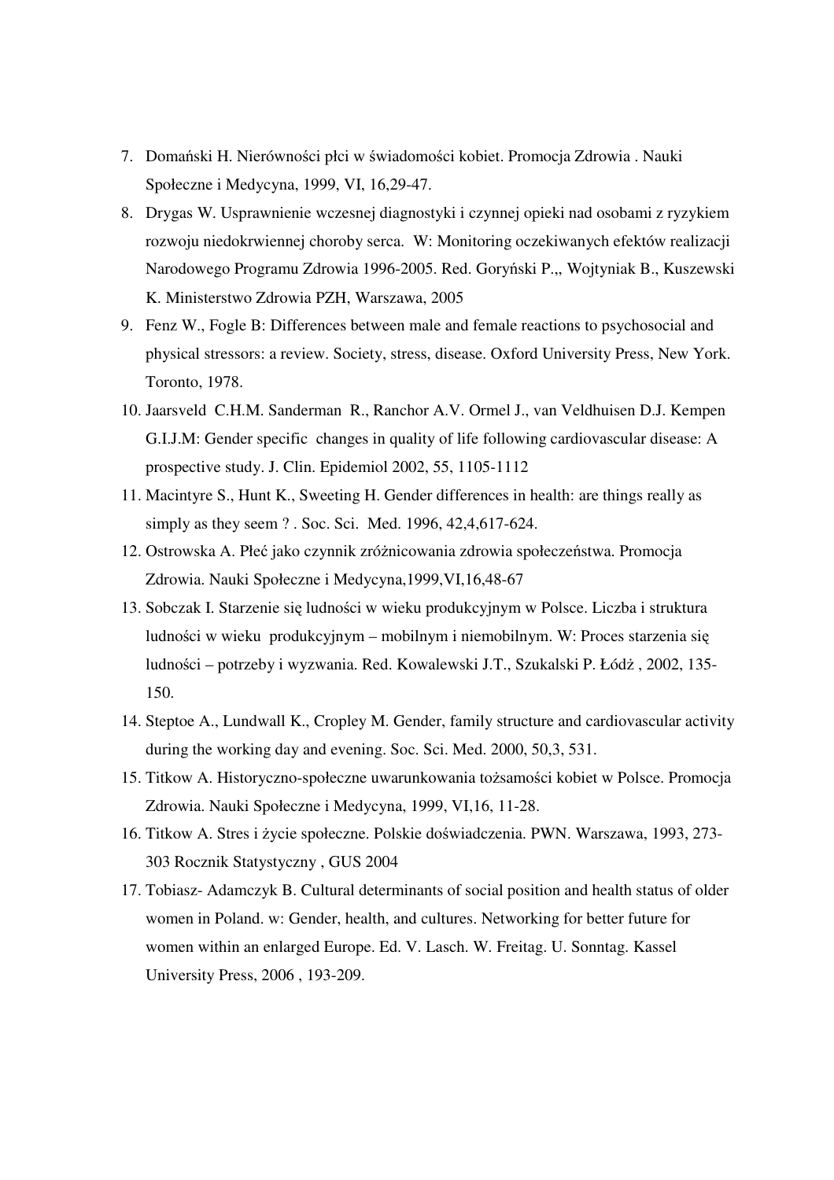7. Domański H. Nierówności płci w świadomości kobiet. Promocja Zdrowia . Nauki Społeczne i Medycyna, 1999, VI, 16,29-47.
8. Drygas W. Usprawnienie wczesnej diagnostyki i czynnej opieki nad osobami z ryzykiem rozwoju niedokrwiennej choroby serca. W: Monitoring oczekiwanych efektów realizacji Narodowego Programu Zdrowia 1996-2005. Red. Goryński P.,, Wojtyniak B., Kuszewski K. Ministerstwo Zdrowia PZH, Warszawa, 2005
9. Fenz W., Fogle B: Differences between male and female reactions to psychosocial and physical stressors: a review. Society, stress, disease. Oxford University Press, New York. Toronto, 1978.
10. Jaarsveld C.H.M. Sanderman R., Ranchor A.V. Ormel J., van Veldhuisen D.J. Kempen G.I.J.M: Gender specific changes in quality of life following cardiovascular disease: A prospective study. J. Clin. Epidemiol 2002, 55, 1105-1112
11. Macintyre S., Hunt K., Sweeting H. Gender differences in health: are things really as simply as they seem ? . Soc. Sci. Med. 1996, 42,4,617-624.
12. Ostrowska A. Płeć jako czynnik zróżnicowania zdrowia społeczeństwa. Promocja Zdrowia. Nauki Społeczne i Medycyna,1999,VI,16,48-67
13. Sobczak I. Starzenie się ludności w wieku produkcyjnym w Polsce. Liczba i struktura ludności w wieku produkcyjnym – mobilnym i niemobilnym. W: Proces starzenia się ludności – potrzeby i wyzwania. Red. Kowalewski J.T., Szukalski P. Łódż , 2002, 135-150.
14. Steptoe A., Lundwall K., Cropley M. Gender, family structure and cardiovascular activity during the working day and evening. Soc. Sci. Med. 2000, 50,3, 531.
15. Titkow A. Historyczno-społeczne uwarunkowania tożsamości kobiet w Polsce. Promocja Zdrowia. Nauki Społeczne i Medycyna, 1999, VI,16, 11-28.
16. Titkow A. Stres i życie społeczne. Polskie doświadczenia. PWN. Warszawa, 1993, 273-303 Rocznik Statystyczny , GUS 2004
17. Tobiasz- Adamczyk B. Cultural determinants of social position and health status of older women in Poland. w: Gender, health, and cultures. Networking for better future for women within an enlarged Europe. Ed. V. Lasch. W. Freitag. U. Sonntag. Kassel University Press, 2006 , 193-209.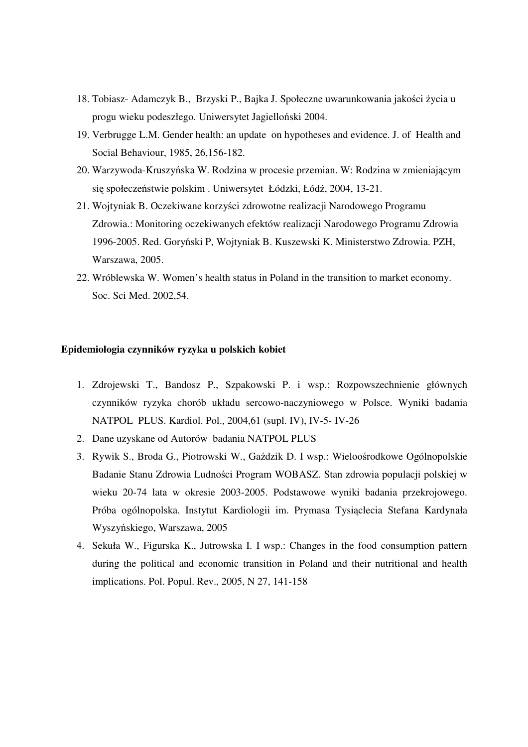18. Tobiasz- Adamczyk B., Brzyski P., Bajka J. Społeczne uwarunkowania jakości życia u progu wieku podeszłego. Uniwersytet Jagielloński 2004.
19. Verbrugge L.M. Gender health: an update on hypotheses and evidence. J. of Health and Social Behaviour, 1985, 26,156-182.
20. Warzywoda-Kruszyńska W. Rodzina w procesie przemian. W: Rodzina w zmieniającym się społeczeństwie polskim . Uniwersytet Łódzki, Łódż, 2004, 13-21.
21. Wojtyniak B. Oczekiwane korzyści zdrowotne realizacji Narodowego Programu Zdrowia.: Monitoring oczekiwanych efektów realizacji Narodowego Programu Zdrowia 1996-2005. Red. Goryński P, Wojtyniak B. Kuszewski K. Ministerstwo Zdrowia. PZH, Warszawa, 2005.
22. Wróblewska W. Women's health status in Poland in the transition to market economy. Soc. Sci Med. 2002,54.

**Epidemiologia czynników ryzyka u polskich kobiet**

1. Zdrojewski T., Bandosz P., Szpakowski P. i wsp.: Rozpowszechnienie głównych czynników ryzyka chorób układu sercowo-naczyniowego w Polsce. Wyniki badania NATPOL PLUS. Kardiol. Pol., 2004,61 (supl. IV), IV-5- IV-26
2. Dane uzyskane od Autorów badania NATPOL PLUS
3. Rywik S., Broda G., Piotrowski W., Gaździk D. I wsp.: Wieloośrodkowe Ogólnopolskie Badanie Stanu Zdrowia Ludności Program WOBASZ. Stan zdrowia populacji polskiej w wieku 20-74 lata w okresie 2003-2005. Podstawowe wyniki badania przekrojowego. Próba ogólnopolska. Instytut Kardiologii im. Prymasa Tysiąclecia Stefana Kardynała Wyszyńskiego, Warszawa, 2005
4. Sekuła W., Figurska K., Jutrowska I. I wsp.: Changes in the food consumption pattern during the political and economic transition in Poland and their nutritional and health implications. Pol. Popul. Rev., 2005, N 27, 141-158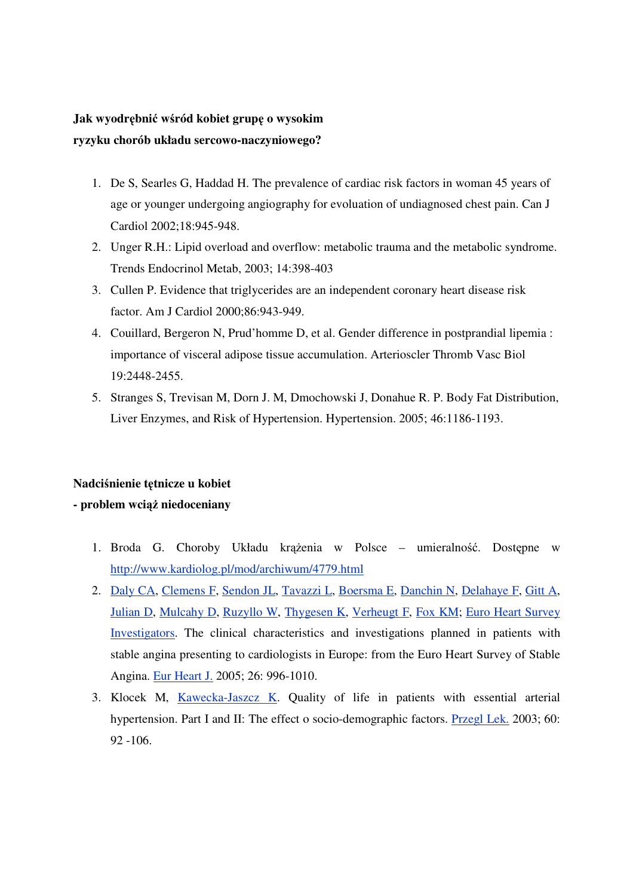**Jak wyodrębnić wśród kobiet grupę o wysokim ryzyku chorób układu sercowo-naczyniowego?**

1. De S, Searles G, Haddad H. The prevalence of cardiac risk factors in woman 45 years of age or younger undergoing angiography for evoluation of undiagnosed chest pain. Can J Cardiol 2002;18:945-948.
2. Unger R.H.: Lipid overload and overflow: metabolic trauma and the metabolic syndrome. Trends Endocrinol Metab, 2003; 14:398-403
3. Cullen P. Evidence that triglycerides are an independent coronary heart disease risk factor. Am J Cardiol 2000;86:943-949.
4. Couillard, Bergeron N, Prud'homme D, et al. Gender difference in postprandial lipemia : importance of visceral adipose tissue accumulation. Arterioscler Thromb Vasc Biol 19:2448-2455.
5. Stranges S, Trevisan M, Dorn J. M, Dmochowski J, Donahue R. P. Body Fat Distribution, Liver Enzymes, and Risk of Hypertension. Hypertension. 2005; 46:1186-1193.

**Nadciśnienie tętnicze u kobiet - problem wciąż niedoceniany**

1. Broda G. Choroby Układu krążenia w Polsce – umieralność. Dostępne w http://www.kardiolog.pl/mod/archiwum/4779.html
2. Daly CA, Clemens F, Sendon JL, Tavazzi L, Boersma E, Danchin N, Delahaye F, Gitt A, Julian D, Mulcahy D, Ruzyllo W, Thygesen K, Verheugt F, Fox KM; Euro Heart Survey Investigators. The clinical characteristics and investigations planned in patients with stable angina presenting to cardiologists in Europe: from the Euro Heart Survey of Stable Angina. Eur Heart J. 2005; 26: 996-1010.
3. Klocek M, Kawecka-Jaszcz K. Quality of life in patients with essential arterial hypertension. Part I and II: The effect o socio-demographic factors. Przegl Lek. 2003; 60: 92 -106.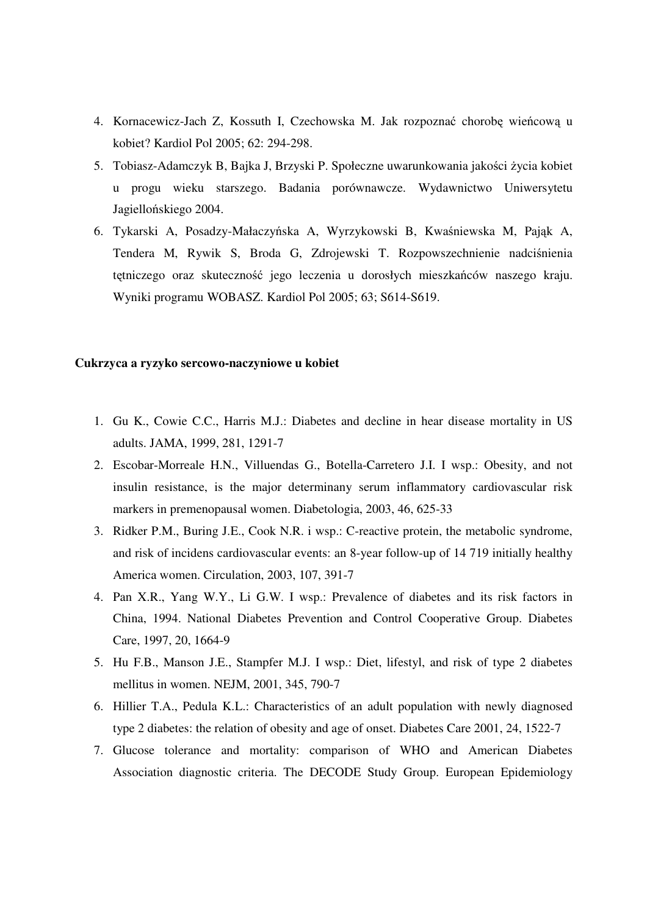4. Kornacewicz-Jach Z, Kossuth I, Czechowska M. Jak rozpoznać chorobę wieńcową u kobiet? Kardiol Pol 2005; 62: 294-298.
5. Tobiasz-Adamczyk B, Bajka J, Brzyski P. Społeczne uwarunkowania jakości życia kobiet u progu wieku starszego. Badania porównawcze. Wydawnictwo Uniwersytetu Jagiellońskiego 2004.
6. Tykarski A, Posadzy-Małaczyńska A, Wyrzykowski B, Kwaśniewska M, Pająk A, Tendera M, Rywik S, Broda G, Zdrojewski T. Rozpowszechnienie nadciśnienia tętniczego oraz skuteczność jego leczenia u dorosłych mieszkańców naszego kraju. Wyniki programu WOBASZ. Kardiol Pol 2005; 63; S614-S619.

**Cukrzyca a ryzyko sercowo-naczyniowe u kobiet**

1. Gu K., Cowie C.C., Harris M.J.: Diabetes and decline in hear disease mortality in US adults. JAMA, 1999, 281, 1291-7
2. Escobar-Morreale H.N., Villuendas G., Botella-Carretero J.I. I wsp.: Obesity, and not insulin resistance, is the major determinany serum inflammatory cardiovascular risk markers in premenopausal women. Diabetologia, 2003, 46, 625-33
3. Ridker P.M., Buring J.E., Cook N.R. i wsp.: C-reactive protein, the metabolic syndrome, and risk of incidens cardiovascular events: an 8-year follow-up of 14 719 initially healthy America women. Circulation, 2003, 107, 391-7
4. Pan X.R., Yang W.Y., Li G.W. I wsp.: Prevalence of diabetes and its risk factors in China, 1994. National Diabetes Prevention and Control Cooperative Group. Diabetes Care, 1997, 20, 1664-9
5. Hu F.B., Manson J.E., Stampfer M.J. I wsp.: Diet, lifestyl, and risk of type 2 diabetes mellitus in women. NEJM, 2001, 345, 790-7
6. Hillier T.A., Pedula K.L.: Characteristics of an adult population with newly diagnosed type 2 diabetes: the relation of obesity and age of onset. Diabetes Care 2001, 24, 1522-7
7. Glucose tolerance and mortality: comparison of WHO and American Diabetes Association diagnostic criteria. The DECODE Study Group. European Epidemiology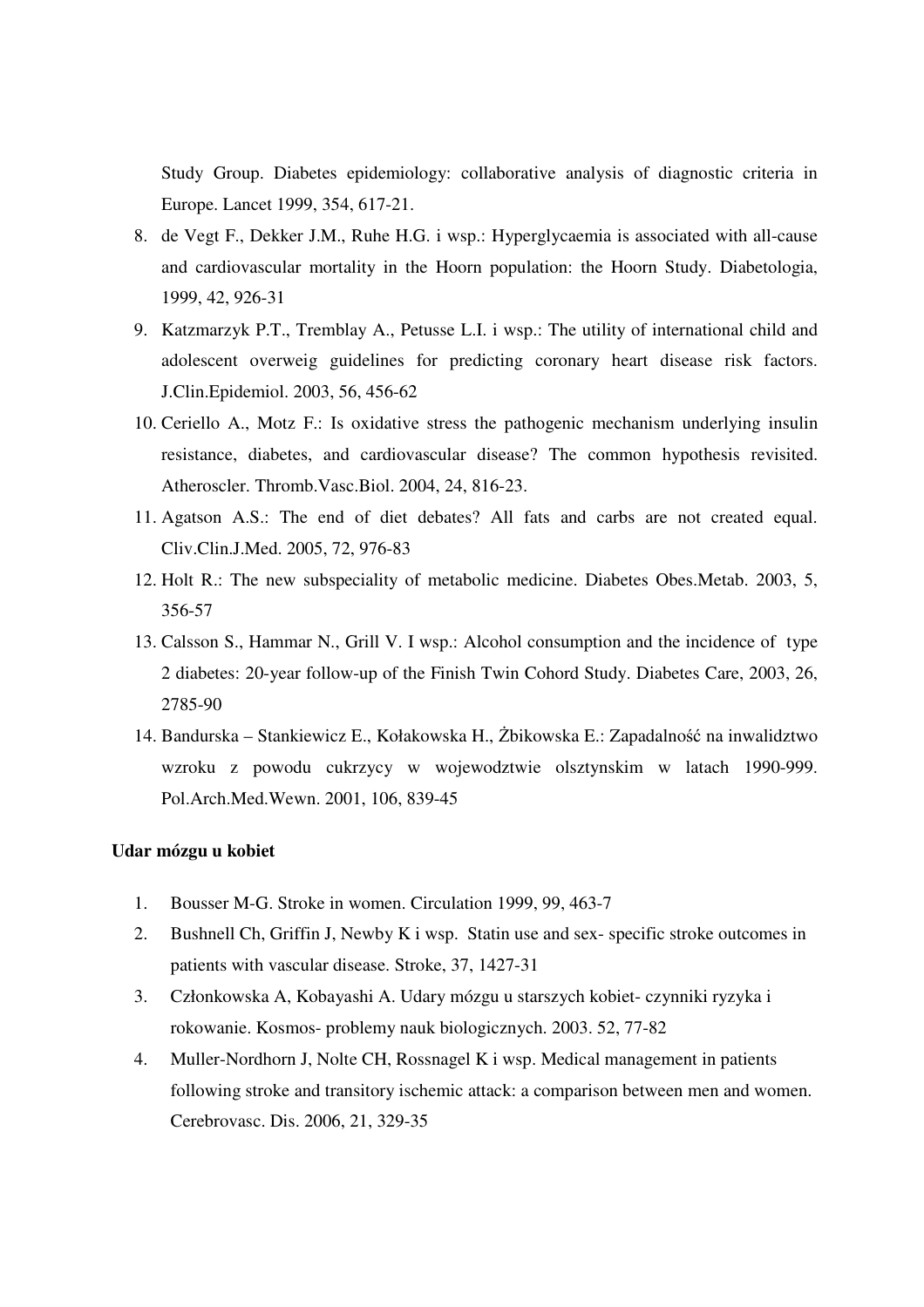Study Group. Diabetes epidemiology: collaborative analysis of diagnostic criteria in Europe. Lancet 1999, 354, 617-21.

8. de Vegt F., Dekker J.M., Ruhe H.G. i wsp.: Hyperglycaemia is associated with all-cause and cardiovascular mortality in the Hoorn population: the Hoorn Study. Diabetologia, 1999, 42, 926-31
9. Katzmarzyk P.T., Tremblay A., Petusse L.I. i wsp.: The utility of international child and adolescent overweig guidelines for predicting coronary heart disease risk factors. J.Clin.Epidemiol. 2003, 56, 456-62
10. Ceriello A., Motz F.: Is oxidative stress the pathogenic mechanism underlying insulin resistance, diabetes, and cardiovascular disease? The common hypothesis revisited. Atheroscler. Thromb.Vasc.Biol. 2004, 24, 816-23.
11. Agatson A.S.: The end of diet debates? All fats and carbs are not created equal. Cliv.Clin.J.Med. 2005, 72, 976-83
12. Holt R.: The new subspeciality of metabolic medicine. Diabetes Obes.Metab. 2003, 5, 356-57
13. Calsson S., Hammar N., Grill V. I wsp.: Alcohol consumption and the incidence of type 2 diabetes: 20-year follow-up of the Finish Twin Cohord Study. Diabetes Care, 2003, 26, 2785-90
14. Bandurska – Stankiewicz E., Kołakowska H., Żbikowska E.: Zapadalność na inwalidztwo wzroku z powodu cukrzycy w wojewodztwie olsztynskim w latach 1990-999. Pol.Arch.Med.Wewn. 2001, 106, 839-45

**Udar mózgu u kobiet**

1. Bousser M-G. Stroke in women. Circulation 1999, 99, 463-7
2. Bushnell Ch, Griffin J, Newby K i wsp. Statin use and sex- specific stroke outcomes in patients with vascular disease. Stroke, 37, 1427-31
3. Członkowska A, Kobayashi A. Udary mózgu u starszych kobiet- czynniki ryzyka i rokowanie. Kosmos- problemy nauk biologicznych. 2003. 52, 77-82
4. Muller-Nordhorn J, Nolte CH, Rossnagel K i wsp. Medical management in patients following stroke and transitory ischemic attack: a comparison between men and women. Cerebrovasc. Dis. 2006, 21, 329-35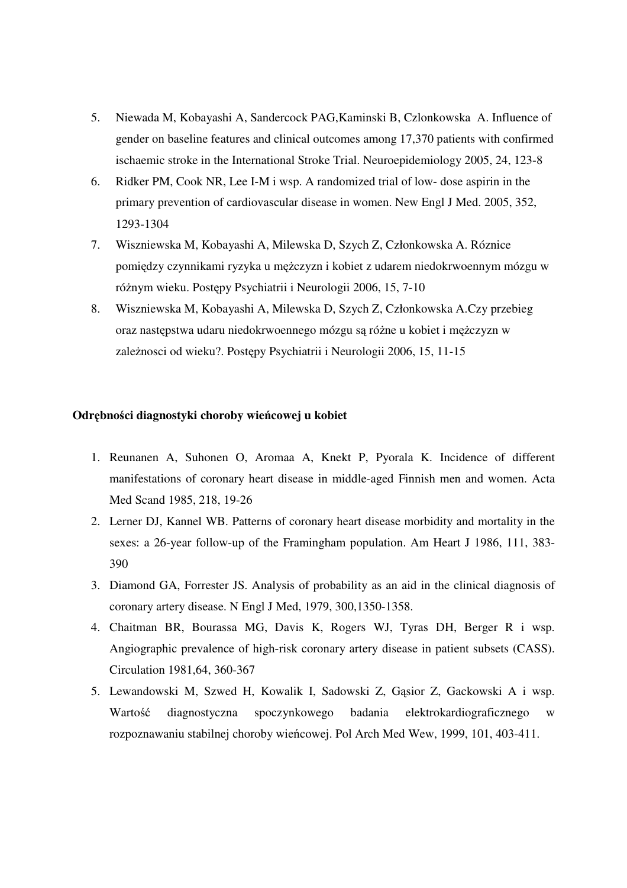5. Niewada M, Kobayashi A, Sandercock PAG,Kaminski B, Czlonkowska A. Influence of gender on baseline features and clinical outcomes among 17,370 patients with confirmed ischaemic stroke in the International Stroke Trial. Neuroepidemiology 2005, 24, 123-8
6. Ridker PM, Cook NR, Lee I-M i wsp. A randomized trial of low- dose aspirin in the primary prevention of cardiovascular disease in women. New Engl J Med. 2005, 352, 1293-1304
7. Wiszniewska M, Kobayashi A, Milewska D, Szych Z, Członkowska A. Róznice pomiędzy czynnikami ryzyka u mężczyzn i kobiet z udarem niedokrwoennym mózgu w różnym wieku. Postępy Psychiatrii i Neurologii 2006, 15, 7-10
8. Wiszniewska M, Kobayashi A, Milewska D, Szych Z, Członkowska A.Czy przebieg oraz następstwa udaru niedokrwoennego mózgu są różne u kobiet i mężczyzn w zależnosci od wieku?. Postępy Psychiatrii i Neurologii 2006, 15, 11-15

**Odrębności diagnostyki choroby wieńcowej u kobiet**

1. Reunanen A, Suhonen O, Aromaa A, Knekt P, Pyorala K. Incidence of different manifestations of coronary heart disease in middle-aged Finnish men and women. Acta Med Scand 1985, 218, 19-26
2. Lerner DJ, Kannel WB. Patterns of coronary heart disease morbidity and mortality in the sexes: a 26-year follow-up of the Framingham population. Am Heart J 1986, 111, 383-390
3. Diamond GA, Forrester JS. Analysis of probability as an aid in the clinical diagnosis of coronary artery disease. N Engl J Med, 1979, 300,1350-1358.
4. Chaitman BR, Bourassa MG, Davis K, Rogers WJ, Tyras DH, Berger R i wsp. Angiographic prevalence of high-risk coronary artery disease in patient subsets (CASS). Circulation 1981,64, 360-367
5. Lewandowski M, Szwed H, Kowalik I, Sadowski Z, Gąsior Z, Gackowski A i wsp. Wartość diagnostyczna spoczynkowego badania elektrokardiograficznego w rozpoznawaniu stabilnej choroby wieńcowej. Pol Arch Med Wew, 1999, 101, 403-411.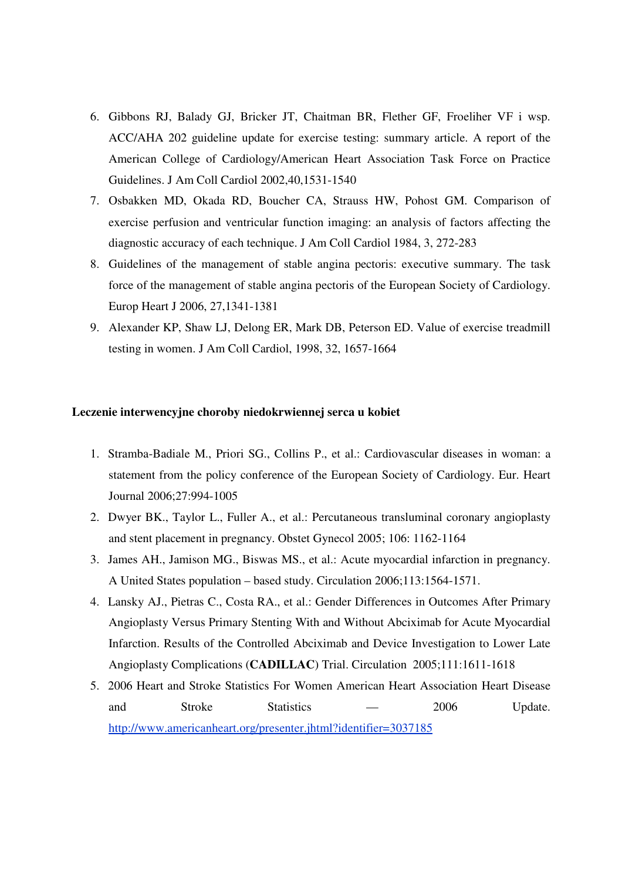6. Gibbons RJ, Balady GJ, Bricker JT, Chaitman BR, Flether GF, Froeliher VF i wsp. ACC/AHA 202 guideline update for exercise testing: summary article. A report of the American College of Cardiology/American Heart Association Task Force on Practice Guidelines. J Am Coll Cardiol 2002,40,1531-1540
7. Osbakken MD, Okada RD, Boucher CA, Strauss HW, Pohost GM. Comparison of exercise perfusion and ventricular function imaging: an analysis of factors affecting the diagnostic accuracy of each technique. J Am Coll Cardiol 1984, 3, 272-283
8. Guidelines of the management of stable angina pectoris: executive summary. The task force of the management of stable angina pectoris of the European Society of Cardiology. Europ Heart J 2006, 27,1341-1381
9. Alexander KP, Shaw LJ, Delong ER, Mark DB, Peterson ED. Value of exercise treadmill testing in women. J Am Coll Cardiol, 1998, 32, 1657-1664

**Leczenie interwencyjne choroby niedokrwiennej serca u kobiet**

1. Stramba-Badiale M., Priori SG., Collins P., et al.: Cardiovascular diseases in woman: a statement from the policy conference of the European Society of Cardiology. Eur. Heart Journal 2006;27:994-1005
2. Dwyer BK., Taylor L., Fuller A., et al.: Percutaneous transluminal coronary angioplasty and stent placement in pregnancy. Obstet Gynecol 2005; 106: 1162-1164
3. James AH., Jamison MG., Biswas MS., et al.: Acute myocardial infarction in pregnancy. A United States population – based study. Circulation 2006;113:1564-1571.
4. Lansky AJ., Pietras C., Costa RA., et al.: Gender Differences in Outcomes After Primary Angioplasty Versus Primary Stenting With and Without Abciximab for Acute Myocardial Infarction. Results of the Controlled Abciximab and Device Investigation to Lower Late Angioplasty Complications (**CADILLAC**) Trial. Circulation 2005;111:1611-1618
5. 2006 Heart and Stroke Statistics For Women American Heart Association Heart Disease and Stroke Statistics — 2006 Update. http://www.americanheart.org/presenter.jhtml?identifier=3037185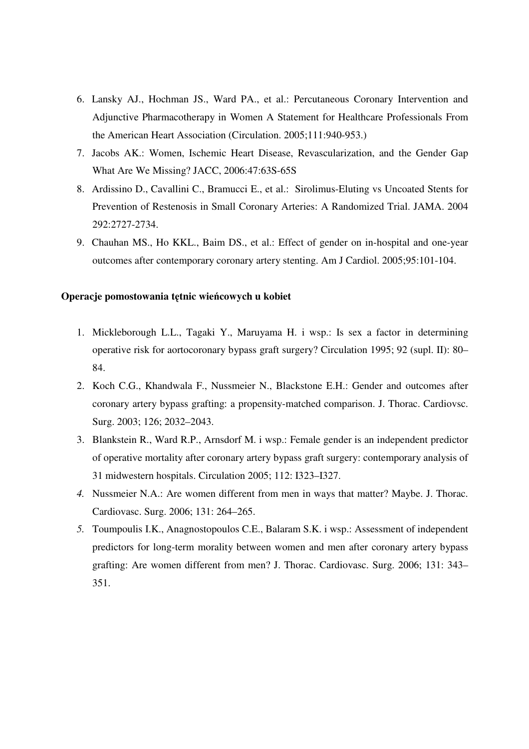6. Lansky AJ., Hochman JS., Ward PA., et al.: Percutaneous Coronary Intervention and Adjunctive Pharmacotherapy in Women A Statement for Healthcare Professionals From the American Heart Association (Circulation. 2005;111:940-953.)
7. Jacobs AK.: Women, Ischemic Heart Disease, Revascularization, and the Gender Gap What Are We Missing? JACC, 2006:47:63S-65S
8. Ardissino D., Cavallini C., Bramucci E., et al.: Sirolimus-Eluting vs Uncoated Stents for Prevention of Restenosis in Small Coronary Arteries: A Randomized Trial. JAMA. 2004 292:2727-2734.
9. Chauhan MS., Ho KKL., Baim DS., et al.: Effect of gender on in-hospital and one-year outcomes after contemporary coronary artery stenting. Am J Cardiol. 2005;95:101-104.

**Operacje pomostowania tętnic wieńcowych u kobiet**

1. Mickleborough L.L., Tagaki Y., Maruyama H. i wsp.: Is sex a factor in determining operative risk for aortocoronary bypass graft surgery? Circulation 1995; 92 (supl. II): 80–84.
2. Koch C.G., Khandwala F., Nussmeier N., Blackstone E.H.: Gender and outcomes after coronary artery bypass grafting: a propensity-matched comparison. J. Thorac. Cardiovsc. Surg. 2003; 126; 2032–2043.
3. Blankstein R., Ward R.P., Arnsdorf M. i wsp.: Female gender is an independent predictor of operative mortality after coronary artery bypass graft surgery: contemporary analysis of 31 midwestern hospitals. Circulation 2005; 112: I323–I327.
4. Nussmeier N.A.: Are women different from men in ways that matter? Maybe. J. Thorac. Cardiovasc. Surg. 2006; 131: 264–265.
5. Toumpoulis I.K., Anagnostopoulos C.E., Balaram S.K. i wsp.: Assessment of independent predictors for long-term morality between women and men after coronary artery bypass grafting: Are women different from men? J. Thorac. Cardiovasc. Surg. 2006; 131: 343–351.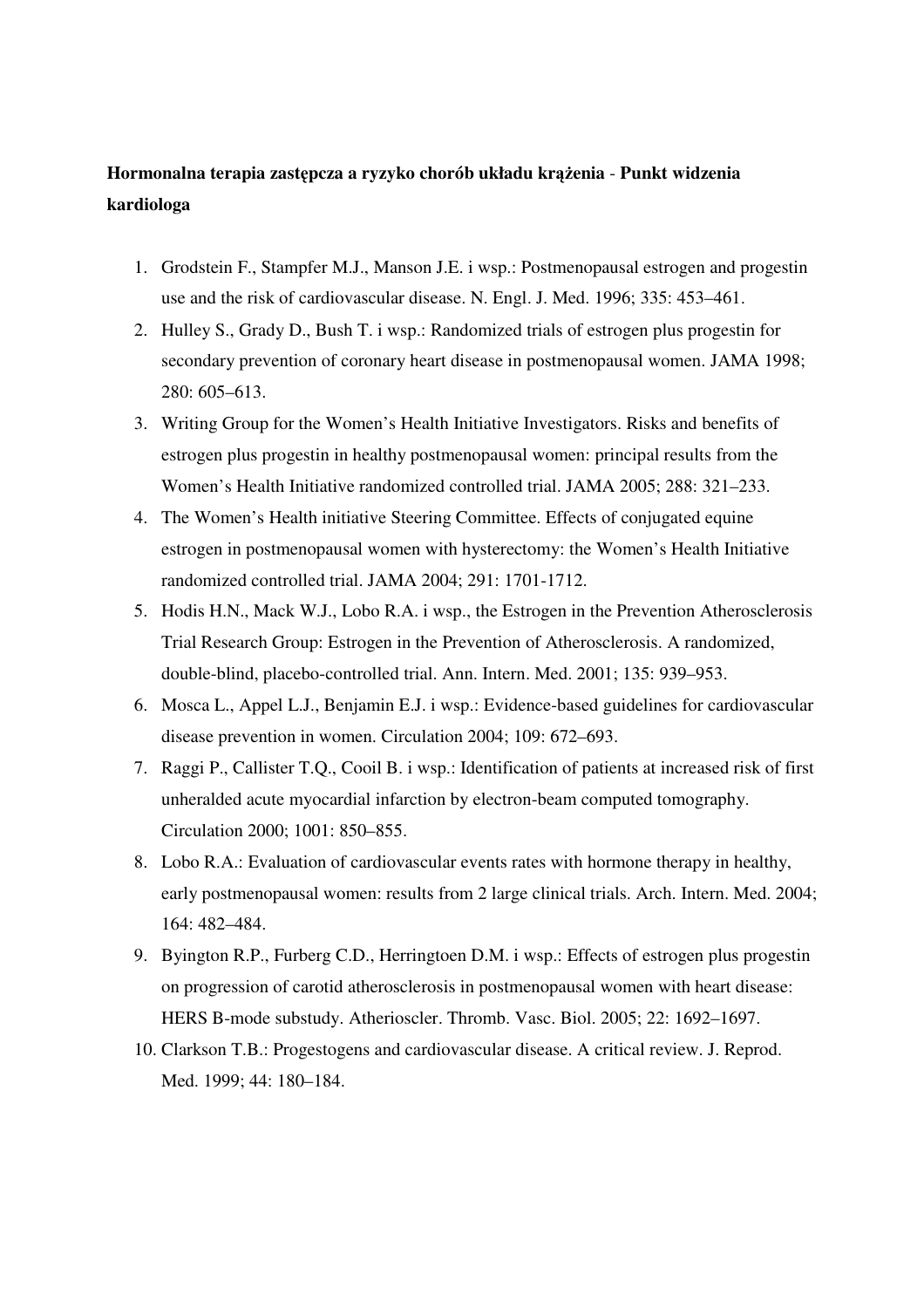**Hormonalna terapia zastępcza a ryzyko chorób układu krążenia** - **Punkt widzenia kardiologa**

1. Grodstein F., Stampfer M.J., Manson J.E. i wsp.: Postmenopausal estrogen and progestin use and the risk of cardiovascular disease. N. Engl. J. Med. 1996; 335: 453–461.
2. Hulley S., Grady D., Bush T. i wsp.: Randomized trials of estrogen plus progestin for secondary prevention of coronary heart disease in postmenopausal women. JAMA 1998; 280: 605–613.
3. Writing Group for the Women's Health Initiative Investigators. Risks and benefits of estrogen plus progestin in healthy postmenopausal women: principal results from the Women's Health Initiative randomized controlled trial. JAMA 2005; 288: 321–233.
4. The Women's Health initiative Steering Committee. Effects of conjugated equine estrogen in postmenopausal women with hysterectomy: the Women's Health Initiative randomized controlled trial. JAMA 2004; 291: 1701-1712.
5. Hodis H.N., Mack W.J., Lobo R.A. i wsp., the Estrogen in the Prevention Atherosclerosis Trial Research Group: Estrogen in the Prevention of Atherosclerosis. A randomized, double-blind, placebo-controlled trial. Ann. Intern. Med. 2001; 135: 939–953.
6. Mosca L., Appel L.J., Benjamin E.J. i wsp.: Evidence-based guidelines for cardiovascular disease prevention in women. Circulation 2004; 109: 672–693.
7. Raggi P., Callister T.Q., Cooil B. i wsp.: Identification of patients at increased risk of first unheralded acute myocardial infarction by electron-beam computed tomography. Circulation 2000; 1001: 850–855.
8. Lobo R.A.: Evaluation of cardiovascular events rates with hormone therapy in healthy, early postmenopausal women: results from 2 large clinical trials. Arch. Intern. Med. 2004; 164: 482–484.
9. Byington R.P., Furberg C.D., Herringtoen D.M. i wsp.: Effects of estrogen plus progestin on progression of carotid atherosclerosis in postmenopausal women with heart disease: HERS B-mode substudy. Atherioscler. Thromb. Vasc. Biol. 2005; 22: 1692–1697.
10. Clarkson T.B.: Progestogens and cardiovascular disease. A critical review. J. Reprod. Med. 1999; 44: 180–184.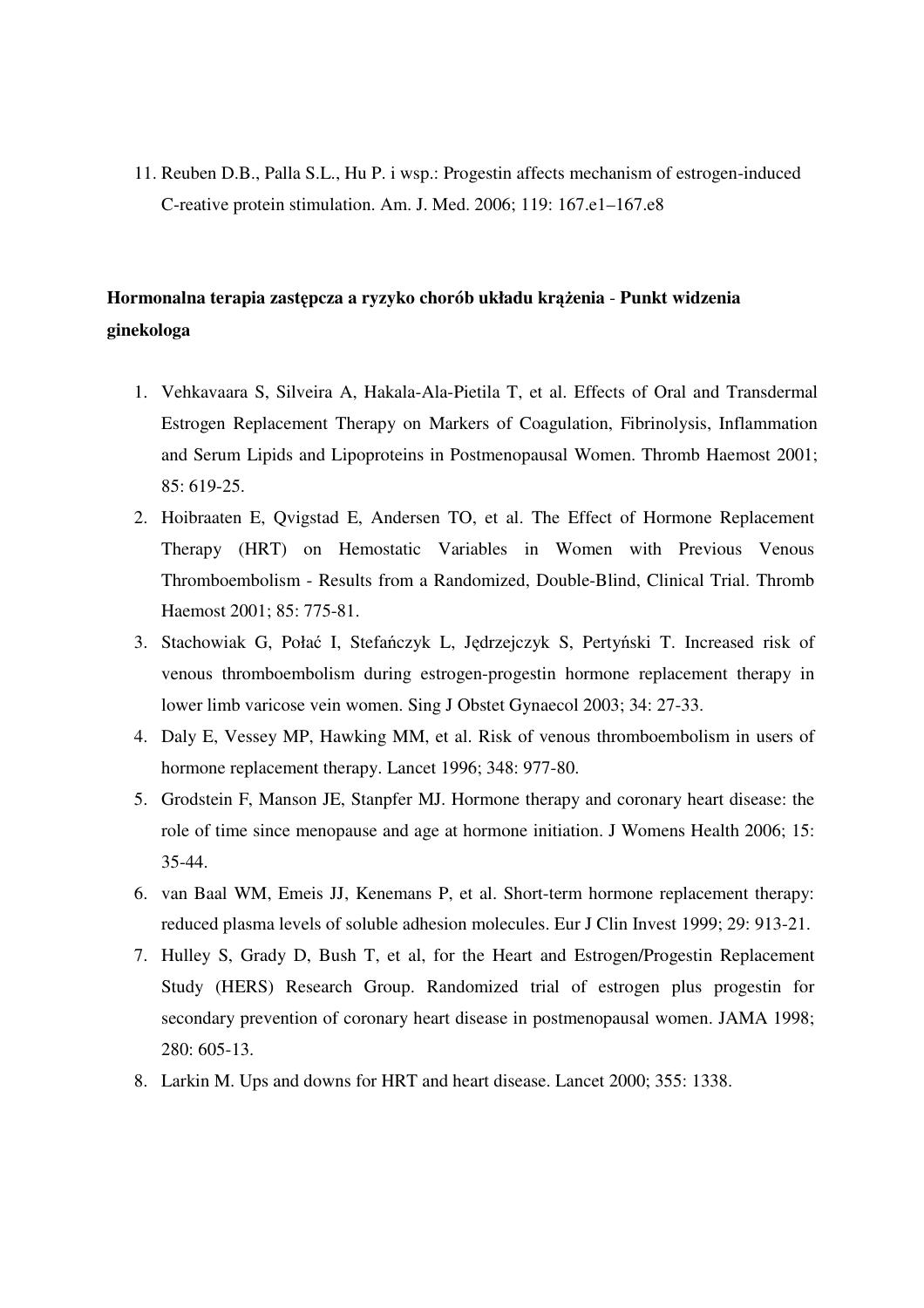11. Reuben D.B., Palla S.L., Hu P. i wsp.: Progestin affects mechanism of estrogen-induced C-reative protein stimulation. Am. J. Med. 2006; 119: 167.e1–167.e8

**Hormonalna terapia zastępcza a ryzyko chorób układu krążenia - Punkt widzenia ginekologa**

1. Vehkavaara S, Silveira A, Hakala-Ala-Pietila T, et al. Effects of Oral and Transdermal Estrogen Replacement Therapy on Markers of Coagulation, Fibrinolysis, Inflammation and Serum Lipids and Lipoproteins in Postmenopausal Women. Thromb Haemost 2001; 85: 619-25.
2. Hoibraaten E, Qvigstad E, Andersen TO, et al. The Effect of Hormone Replacement Therapy (HRT) on Hemostatic Variables in Women with Previous Venous Thromboembolism - Results from a Randomized, Double-Blind, Clinical Trial. Thromb Haemost 2001; 85: 775-81.
3. Stachowiak G, Połać I, Stefańczyk L, Jędrzejczyk S, Pertyński T. Increased risk of venous thromboembolism during estrogen-progestin hormone replacement therapy in lower limb varicose vein women. Sing J Obstet Gynaecol 2003; 34: 27-33.
4. Daly E, Vessey MP, Hawking MM, et al. Risk of venous thromboembolism in users of hormone replacement therapy. Lancet 1996; 348: 977-80.
5. Grodstein F, Manson JE, Stanpfer MJ. Hormone therapy and coronary heart disease: the role of time since menopause and age at hormone initiation. J Womens Health 2006; 15: 35-44.
6. van Baal WM, Emeis JJ, Kenemans P, et al. Short-term hormone replacement therapy: reduced plasma levels of soluble adhesion molecules. Eur J Clin Invest 1999; 29: 913-21.
7. Hulley S, Grady D, Bush T, et al, for the Heart and Estrogen/Progestin Replacement Study (HERS) Research Group. Randomized trial of estrogen plus progestin for secondary prevention of coronary heart disease in postmenopausal women. JAMA 1998; 280: 605-13.
8. Larkin M. Ups and downs for HRT and heart disease. Lancet 2000; 355: 1338.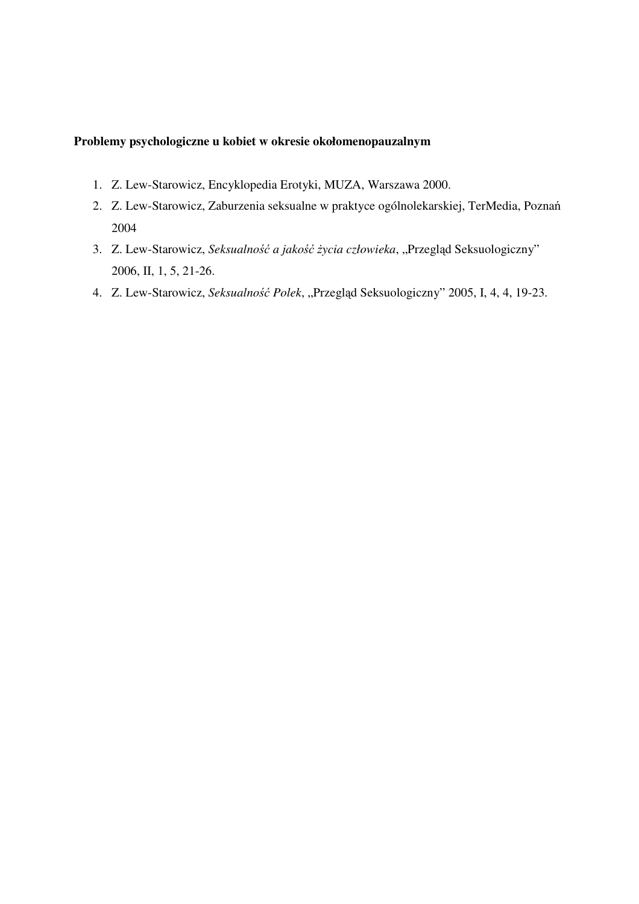**Problemy psychologiczne u kobiet w okresie okołomenopauzalnym**

1. Z. Lew-Starowicz, Encyklopedia Erotyki, MUZA, Warszawa 2000.
2. Z. Lew-Starowicz, Zaburzenia seksualne w praktyce ogólnolekarskiej, TerMedia, Poznań 2004
3. Z. Lew-Starowicz, *Seksualność a jakość życia człowieka*, „Przegląd Seksuologiczny" 2006, II, 1, 5, 21-26.
4. Z. Lew-Starowicz, *Seksualność Polek*, „Przegląd Seksuologiczny" 2005, I, 4, 4, 19-23.